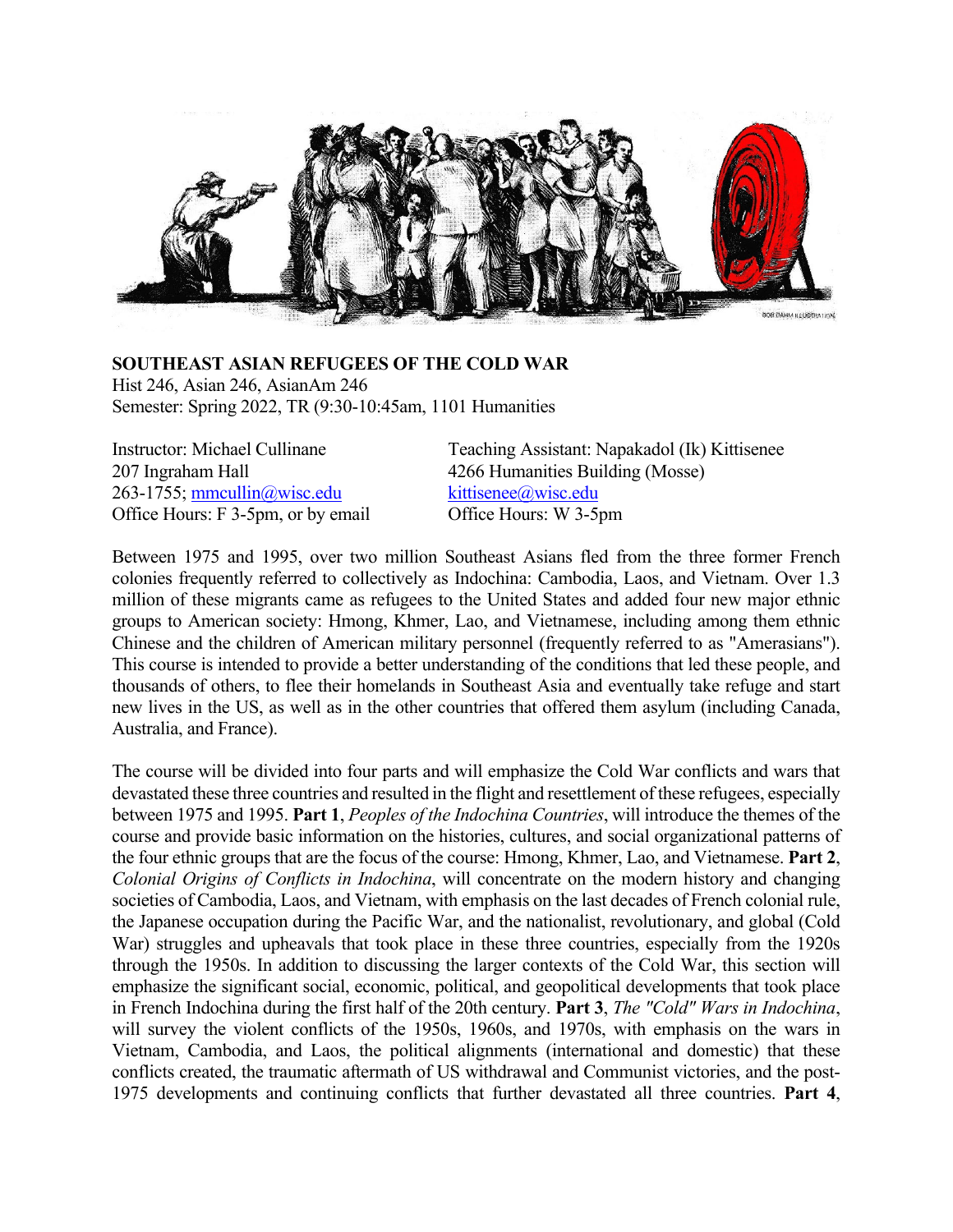**SOUTHEAST ASIAN REFUGEES OF THE COLD WAR**
Hist 246, Asian 246, AsianAm 246
Semester: Spring 2022, TR (9:30-10:45am, 1101 Humanities

Instructor: Michael Cullinane
207 Ingraham Hall
263-1755; mmcullin@wisc.edu
Office Hours: F 3-5pm, or by email

Teaching Assistant: Napakadol (Ik) Kittisenee
4266 Humanities Building (Mosse)
kittisenee@wisc.edu
Office Hours: W 3-5pm

Between 1975 and 1995, over two million Southeast Asians fled from the three former French colonies frequently referred to collectively as Indochina: Cambodia, Laos, and Vietnam. Over 1.3 million of these migrants came as refugees to the United States and added four new major ethnic groups to American society: Hmong, Khmer, Lao, and Vietnamese, including among them ethnic Chinese and the children of American military personnel (frequently referred to as "Amerasians"). This course is intended to provide a better understanding of the conditions that led these people, and thousands of others, to flee their homelands in Southeast Asia and eventually take refuge and start new lives in the US, as well as in the other countries that offered them asylum (including Canada, Australia, and France).

The course will be divided into four parts and will emphasize the Cold War conflicts and wars that devastated these three countries and resulted in the flight and resettlement of these refugees, especially between 1975 and 1995. **Part 1**, *Peoples of the Indochina Countries*, will introduce the themes of the course and provide basic information on the histories, cultures, and social organizational patterns of the four ethnic groups that are the focus of the course: Hmong, Khmer, Lao, and Vietnamese. **Part 2**, *Colonial Origins of Conflicts in Indochina*, will concentrate on the modern history and changing societies of Cambodia, Laos, and Vietnam, with emphasis on the last decades of French colonial rule, the Japanese occupation during the Pacific War, and the nationalist, revolutionary, and global (Cold War) struggles and upheavals that took place in these three countries, especially from the 1920s through the 1950s. In addition to discussing the larger contexts of the Cold War, this section will emphasize the significant social, economic, political, and geopolitical developments that took place in French Indochina during the first half of the 20th century. **Part 3**, *The "Cold" Wars in Indochina*, will survey the violent conflicts of the 1950s, 1960s, and 1970s, with emphasis on the wars in Vietnam, Cambodia, and Laos, the political alignments (international and domestic) that these conflicts created, the traumatic aftermath of US withdrawal and Communist victories, and the post-1975 developments and continuing conflicts that further devastated all three countries. **Part 4**,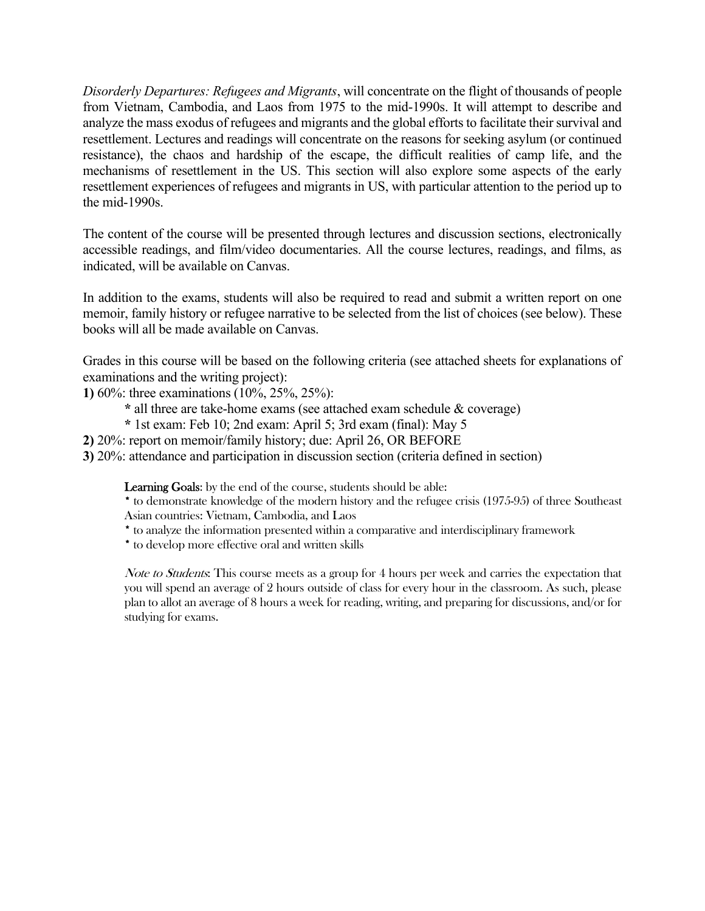*Disorderly Departures: Refugees and Migrants*, will concentrate on the flight of thousands of people from Vietnam, Cambodia, and Laos from 1975 to the mid-1990s. It will attempt to describe and analyze the mass exodus of refugees and migrants and the global efforts to facilitate their survival and resettlement. Lectures and readings will concentrate on the reasons for seeking asylum (or continued resistance), the chaos and hardship of the escape, the difficult realities of camp life, and the mechanisms of resettlement in the US. This section will also explore some aspects of the early resettlement experiences of refugees and migrants in US, with particular attention to the period up to the mid-1990s.

The content of the course will be presented through lectures and discussion sections, electronically accessible readings, and film/video documentaries. All the course lectures, readings, and films, as indicated, will be available on Canvas.

In addition to the exams, students will also be required to read and submit a written report on one memoir, family history or refugee narrative to be selected from the list of choices (see below). These books will all be made available on Canvas.

Grades in this course will be based on the following criteria (see attached sheets for explanations of examinations and the writing project):

**1)** 60%: three examinations (10%, 25%, 25%):

&nbsp;&nbsp;&nbsp;&nbsp;**\*** all three are take-home exams (see attached exam schedule & coverage)

&nbsp;&nbsp;&nbsp;&nbsp;**\*** 1st exam: Feb 10; 2nd exam: April 5; 3rd exam (final): May 5

**2)** 20%: report on memoir/family history; due: April 26, OR BEFORE

**3)** 20%: attendance and participation in discussion section (criteria defined in section)

> **Learning Goals**: by the end of the course, students should be able:
>
> \* to demonstrate knowledge of the modern history and the refugee crisis (1975-95) of three Southeast Asian countries: Vietnam, Cambodia, and Laos
>
> \* to analyze the information presented within a comparative and interdisciplinary framework
>
> \* to develop more effective oral and written skills
>
> *Note to Students*: This course meets as a group for 4 hours per week and carries the expectation that you will spend an average of 2 hours outside of class for every hour in the classroom. As such, please plan to allot an average of 8 hours a week for reading, writing, and preparing for discussions, and/or for studying for exams.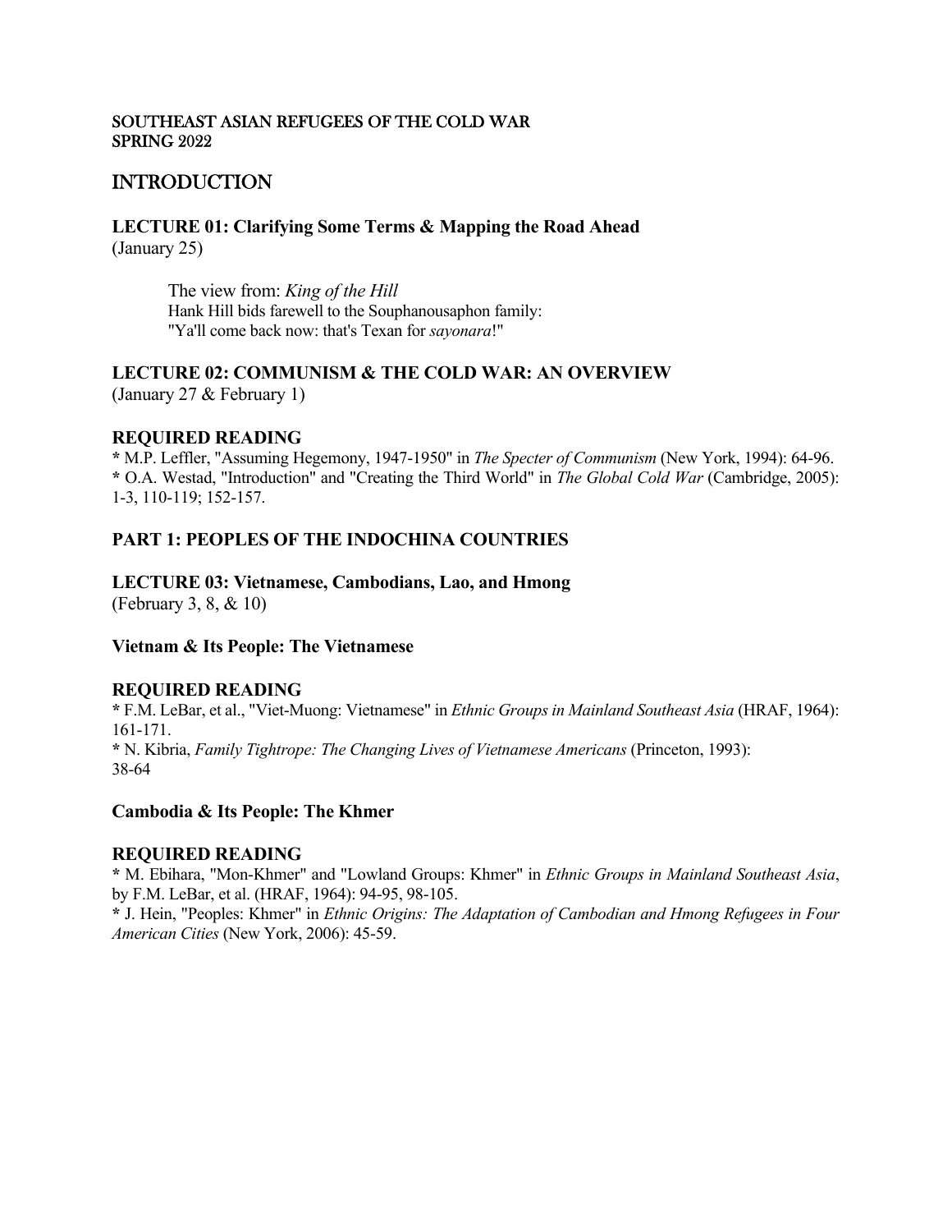SOUTHEAST ASIAN REFUGEES OF THE COLD WAR
SPRING 2022

# INTRODUCTION

## LECTURE 01: Clarifying Some Terms & Mapping the Road Ahead
(January 25)

> The view from: *King of the Hill*
> Hank Hill bids farewell to the Souphanousaphon family:
> "Ya'll come back now: that's Texan for *sayonara*!"

## LECTURE 02: COMMUNISM & THE COLD WAR: AN OVERVIEW
(January 27 & February 1)

### REQUIRED READING

**\*** M.P. Leffler, "Assuming Hegemony, 1947-1950" in *The Specter of Communism* (New York, 1994): 64-96.
**\*** O.A. Westad, "Introduction" and "Creating the Third World" in *The Global Cold War* (Cambridge, 2005): 1-3, 110-119; 152-157.

# PART 1: PEOPLES OF THE INDOCHINA COUNTRIES

## LECTURE 03: Vietnamese, Cambodians, Lao, and Hmong
(February 3, 8, & 10)

### Vietnam & Its People: The Vietnamese

### REQUIRED READING

**\*** F.M. LeBar, et al., "Viet-Muong: Vietnamese" in *Ethnic Groups in Mainland Southeast Asia* (HRAF, 1964): 161-171.
**\*** N. Kibria, *Family Tightrope: The Changing Lives of Vietnamese Americans* (Princeton, 1993): 38-64

### Cambodia & Its People: The Khmer

### REQUIRED READING

**\*** M. Ebihara, "Mon-Khmer" and "Lowland Groups: Khmer" in *Ethnic Groups in Mainland Southeast Asia*, by F.M. LeBar, et al. (HRAF, 1964): 94-95, 98-105.
**\*** J. Hein, "Peoples: Khmer" in *Ethnic Origins: The Adaptation of Cambodian and Hmong Refugees in Four American Cities* (New York, 2006): 45-59.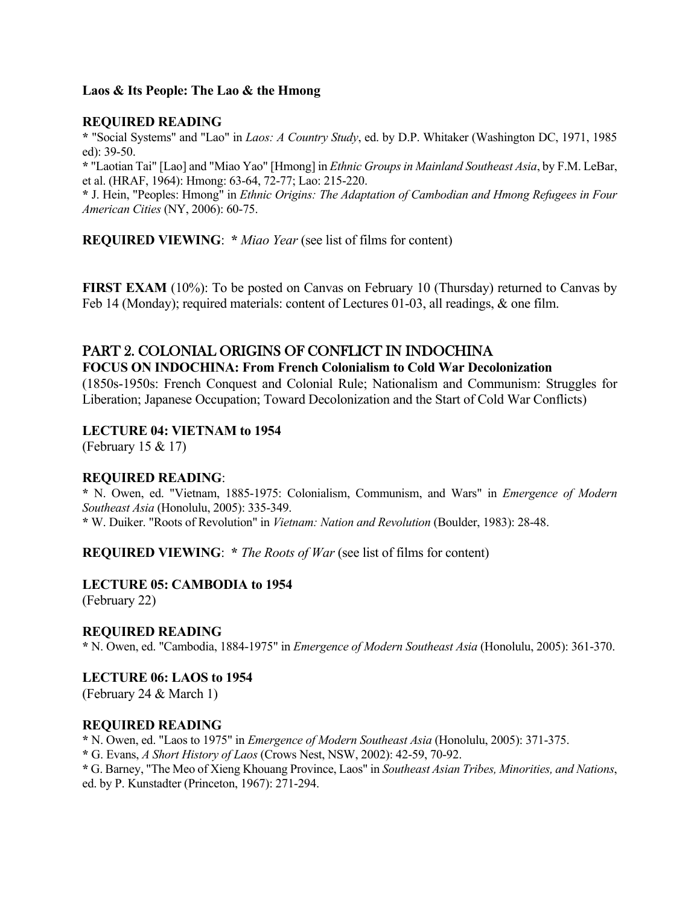**Laos & Its People: The Lao & the Hmong**

**REQUIRED READING**

**\*** "Social Systems" and "Lao" in *Laos: A Country Study*, ed. by D.P. Whitaker (Washington DC, 1971, 1985 ed): 39-50.

**\*** "Laotian Tai" [Lao] and "Miao Yao" [Hmong] in *Ethnic Groups in Mainland Southeast Asia*, by F.M. LeBar, et al. (HRAF, 1964): Hmong: 63-64, 72-77; Lao: 215-220.

**\*** J. Hein, "Peoples: Hmong" in *Ethnic Origins: The Adaptation of Cambodian and Hmong Refugees in Four American Cities* (NY, 2006): 60-75.

**REQUIRED VIEWING**: **\*** *Miao Year* (see list of films for content)

**FIRST EXAM** (10%): To be posted on Canvas on February 10 (Thursday) returned to Canvas by Feb 14 (Monday); required materials: content of Lectures 01-03, all readings, & one film.

## PART 2. COLONIAL ORIGINS OF CONFLICT IN INDOCHINA

**FOCUS ON INDOCHINA: From French Colonialism to Cold War Decolonization**

(1850s-1950s: French Conquest and Colonial Rule; Nationalism and Communism: Struggles for Liberation; Japanese Occupation; Toward Decolonization and the Start of Cold War Conflicts)

**LECTURE 04: VIETNAM to 1954**

(February 15 & 17)

**REQUIRED READING**:

**\*** N. Owen, ed. "Vietnam, 1885-1975: Colonialism, Communism, and Wars" in *Emergence of Modern Southeast Asia* (Honolulu, 2005): 335-349.

**\*** W. Duiker. "Roots of Revolution" in *Vietnam: Nation and Revolution* (Boulder, 1983): 28-48.

**REQUIRED VIEWING**: **\*** *The Roots of War* (see list of films for content)

**LECTURE 05: CAMBODIA to 1954**

(February 22)

**REQUIRED READING**

**\*** N. Owen, ed. "Cambodia, 1884-1975" in *Emergence of Modern Southeast Asia* (Honolulu, 2005): 361-370.

**LECTURE 06: LAOS to 1954**

(February 24 & March 1)

**REQUIRED READING**

**\*** N. Owen, ed. "Laos to 1975" in *Emergence of Modern Southeast Asia* (Honolulu, 2005): 371-375.

**\*** G. Evans, *A Short History of Laos* (Crows Nest, NSW, 2002): 42-59, 70-92.

**\*** G. Barney, "The Meo of Xieng Khouang Province, Laos" in *Southeast Asian Tribes, Minorities, and Nations*, ed. by P. Kunstadter (Princeton, 1967): 271-294.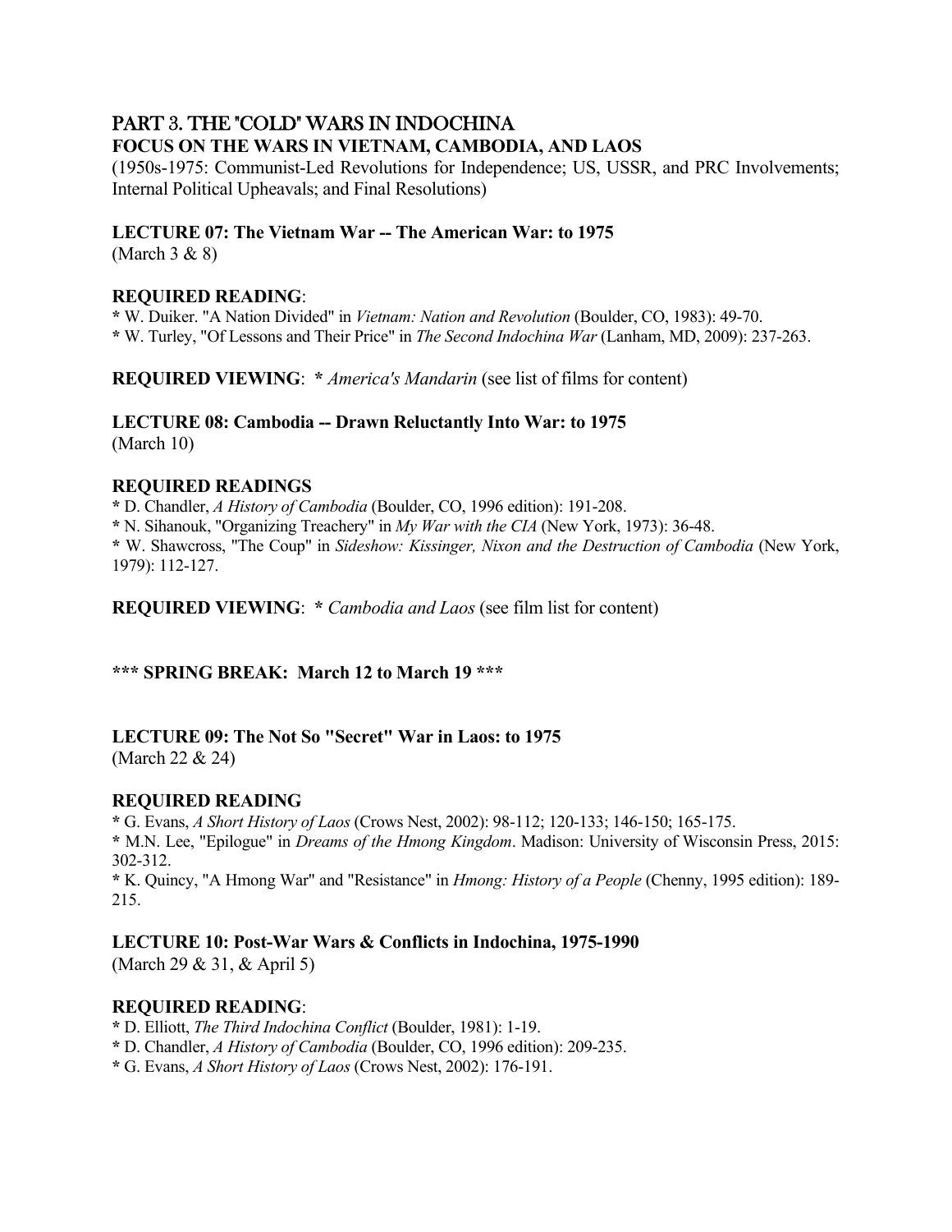## PART 3. THE "COLD" WARS IN INDOCHINA

**FOCUS ON THE WARS IN VIETNAM, CAMBODIA, AND LAOS**

(1950s-1975: Communist-Led Revolutions for Independence; US, USSR, and PRC Involvements; Internal Political Upheavals; and Final Resolutions)

**LECTURE 07: The Vietnam War -- The American War: to 1975**
(March 3 & 8)

**REQUIRED READING**:

**\*** W. Duiker. "A Nation Divided" in *Vietnam: Nation and Revolution* (Boulder, CO, 1983): 49-70.
**\*** W. Turley, "Of Lessons and Their Price" in *The Second Indochina War* (Lanham, MD, 2009): 237-263.

**REQUIRED VIEWING**: **\*** *America's Mandarin* (see list of films for content)

**LECTURE 08: Cambodia -- Drawn Reluctantly Into War: to 1975**
(March 10)

**REQUIRED READINGS**

**\*** D. Chandler, *A History of Cambodia* (Boulder, CO, 1996 edition): 191-208.
**\*** N. Sihanouk, "Organizing Treachery" in *My War with the CIA* (New York, 1973): 36-48.
**\*** W. Shawcross, "The Coup" in *Sideshow: Kissinger, Nixon and the Destruction of Cambodia* (New York, 1979): 112-127.

**REQUIRED VIEWING**: **\*** *Cambodia and Laos* (see film list for content)

**\*\*\* SPRING BREAK: March 12 to March 19 \*\*\***

**LECTURE 09: The Not So "Secret" War in Laos: to 1975**
(March 22 & 24)

**REQUIRED READING**

**\*** G. Evans, *A Short History of Laos* (Crows Nest, 2002): 98-112; 120-133; 146-150; 165-175.
**\*** M.N. Lee, "Epilogue" in *Dreams of the Hmong Kingdom*. Madison: University of Wisconsin Press, 2015: 302-312.
**\*** K. Quincy, "A Hmong War" and "Resistance" in *Hmong: History of a People* (Chenny, 1995 edition): 189-215.

**LECTURE 10: Post-War Wars & Conflicts in Indochina, 1975-1990**
(March 29 & 31, & April 5)

**REQUIRED READING**:

**\*** D. Elliott, *The Third Indochina Conflict* (Boulder, 1981): 1-19.
**\*** D. Chandler, *A History of Cambodia* (Boulder, CO, 1996 edition): 209-235.
**\*** G. Evans, *A Short History of Laos* (Crows Nest, 2002): 176-191.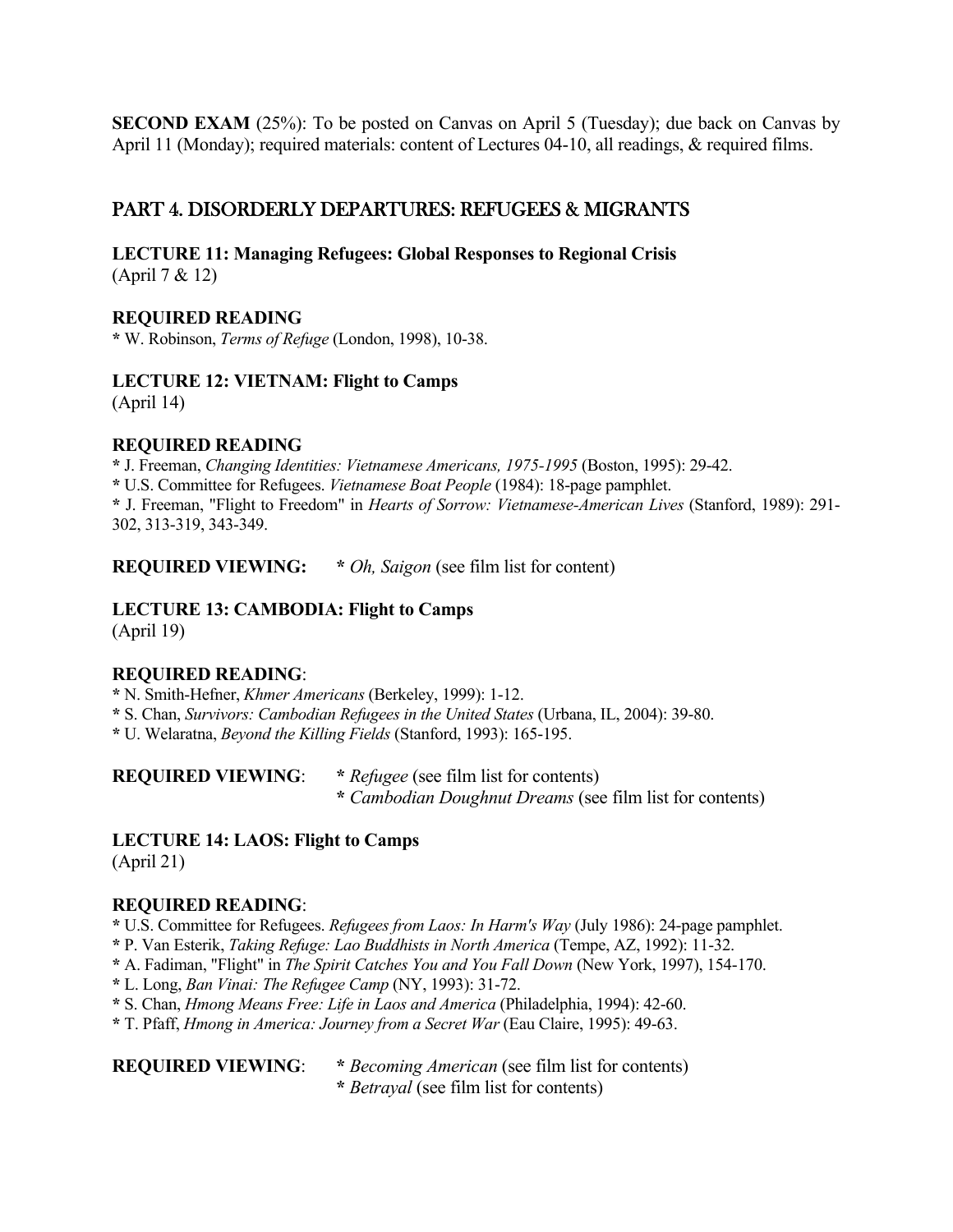**SECOND EXAM** (25%): To be posted on Canvas on April 5 (Tuesday); due back on Canvas by April 11 (Monday); required materials: content of Lectures 04-10, all readings, & required films.

## PART 4. DISORDERLY DEPARTURES: REFUGEES & MIGRANTS

### LECTURE 11: Managing Refugees: Global Responses to Regional Crisis
(April 7 & 12)

**REQUIRED READING**

**\*** W. Robinson, *Terms of Refuge* (London, 1998), 10-38.

### LECTURE 12: VIETNAM: Flight to Camps
(April 14)

**REQUIRED READING**

**\*** J. Freeman, *Changing Identities: Vietnamese Americans, 1975-1995* (Boston, 1995): 29-42.
**\*** U.S. Committee for Refugees. *Vietnamese Boat People* (1984): 18-page pamphlet.
**\*** J. Freeman, "Flight to Freedom" in *Hearts of Sorrow: Vietnamese-American Lives* (Stanford, 1989): 291-302, 313-319, 343-349.

**REQUIRED VIEWING:** **\*** *Oh, Saigon* (see film list for content)

### LECTURE 13: CAMBODIA: Flight to Camps
(April 19)

**REQUIRED READING**:

**\*** N. Smith-Hefner, *Khmer Americans* (Berkeley, 1999): 1-12.
**\*** S. Chan, *Survivors: Cambodian Refugees in the United States* (Urbana, IL, 2004): 39-80.
**\*** U. Welaratna, *Beyond the Killing Fields* (Stanford, 1993): 165-195.

**REQUIRED VIEWING**: **\*** *Refugee* (see film list for contents)
**\*** *Cambodian Doughnut Dreams* (see film list for contents)

### LECTURE 14: LAOS: Flight to Camps
(April 21)

**REQUIRED READING**:

**\*** U.S. Committee for Refugees. *Refugees from Laos: In Harm's Way* (July 1986): 24-page pamphlet.
**\*** P. Van Esterik, *Taking Refuge: Lao Buddhists in North America* (Tempe, AZ, 1992): 11-32.
**\*** A. Fadiman, "Flight" in *The Spirit Catches You and You Fall Down* (New York, 1997), 154-170.
**\*** L. Long, *Ban Vinai: The Refugee Camp* (NY, 1993): 31-72.
**\*** S. Chan, *Hmong Means Free: Life in Laos and America* (Philadelphia, 1994): 42-60.
**\*** T. Pfaff, *Hmong in America: Journey from a Secret War* (Eau Claire, 1995): 49-63.

**REQUIRED VIEWING**: **\*** *Becoming American* (see film list for contents)
**\*** *Betrayal* (see film list for contents)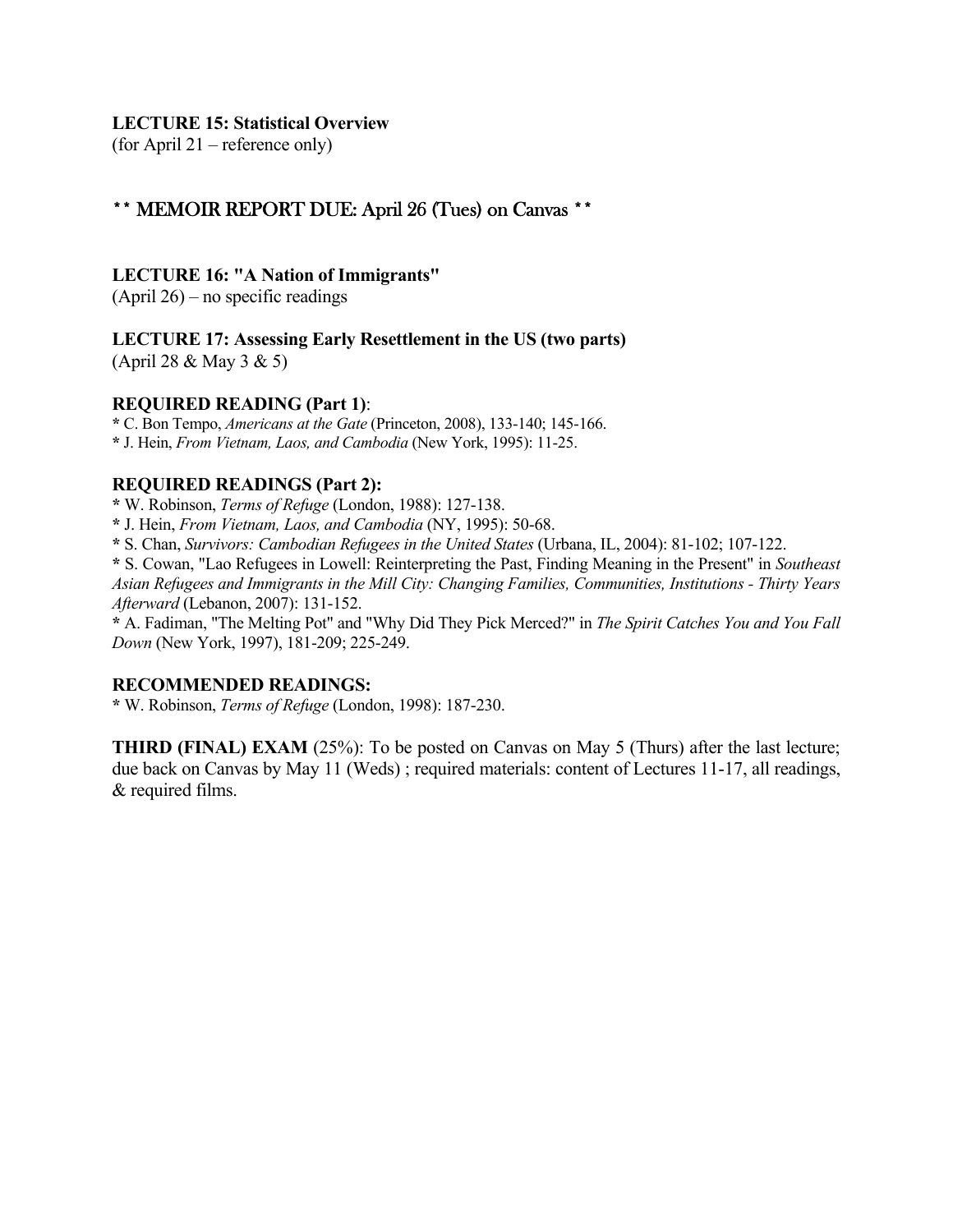**LECTURE 15: Statistical Overview**
(for April 21 – reference only)

**\* \* MEMOIR REPORT DUE: April 26 (Tues) on Canvas \* \***

**LECTURE 16: "A Nation of Immigrants"**
(April 26) – no specific readings

**LECTURE 17: Assessing Early Resettlement in the US (two parts)**
(April 28 & May 3 & 5)

**REQUIRED READING (Part 1)**:

**\*** C. Bon Tempo, *Americans at the Gate* (Princeton, 2008), 133-140; 145-166.
**\*** J. Hein, *From Vietnam, Laos, and Cambodia* (New York, 1995): 11-25.

**REQUIRED READINGS (Part 2):**

**\*** W. Robinson, *Terms of Refuge* (London, 1988): 127-138.
**\*** J. Hein, *From Vietnam, Laos, and Cambodia* (NY, 1995): 50-68.
**\*** S. Chan, *Survivors: Cambodian Refugees in the United States* (Urbana, IL, 2004): 81-102; 107-122.
**\*** S. Cowan, "Lao Refugees in Lowell: Reinterpreting the Past, Finding Meaning in the Present" in *Southeast Asian Refugees and Immigrants in the Mill City: Changing Families, Communities, Institutions - Thirty Years Afterward* (Lebanon, 2007): 131-152.
**\*** A. Fadiman, "The Melting Pot" and "Why Did They Pick Merced?" in *The Spirit Catches You and You Fall Down* (New York, 1997), 181-209; 225-249.

**RECOMMENDED READINGS:**

**\*** W. Robinson, *Terms of Refuge* (London, 1998): 187-230.

**THIRD (FINAL) EXAM** (25%): To be posted on Canvas on May 5 (Thurs) after the last lecture; due back on Canvas by May 11 (Weds) ; required materials: content of Lectures 11-17, all readings, & required films.